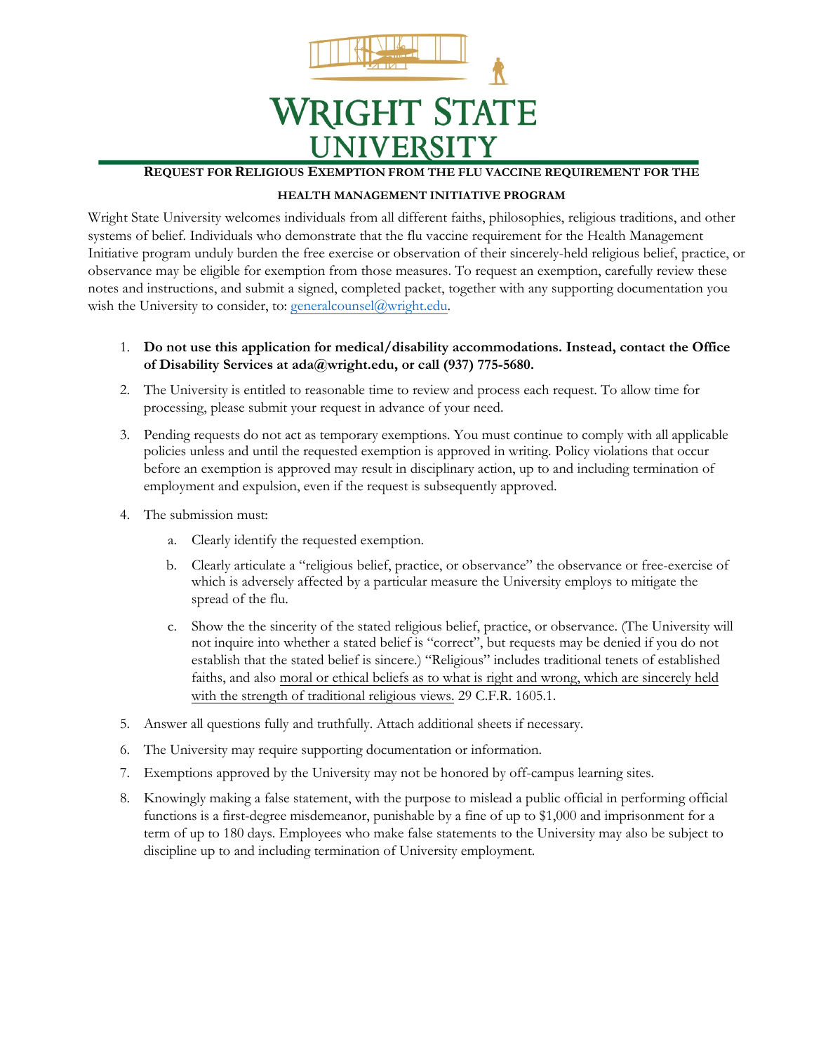# WRIGHT STATE UNIVERSITY

## REQUEST FOR RELIGIOUS EXEMPTION FROM THE FLU VACCINE REQUIREMENT FOR THE HEALTH MANAGEMENT INITIATIVE PROGRAM

Wright State University welcomes individuals from all different faiths, philosophies, religious traditions, and other systems of belief. Individuals who demonstrate that the flu vaccine requirement for the Health Management Initiative program unduly burden the free exercise or observation of their sincerely-held religious belief, practice, or observance may be eligible for exemption from those measures. To request an exemption, carefully review these notes and instructions, and submit a signed, completed packet, together with any supporting documentation you wish the University to consider, to: generalcounsel@wright.edu.

1. **Do not use this application for medical/disability accommodations. Instead, contact the Office of Disability Services at ada@wright.edu, or call (937) 775-5680.**
2. The University is entitled to reasonable time to review and process each request. To allow time for processing, please submit your request in advance of your need.
3. Pending requests do not act as temporary exemptions. You must continue to comply with all applicable policies unless and until the requested exemption is approved in writing. Policy violations that occur before an exemption is approved may result in disciplinary action, up to and including termination of employment and expulsion, even if the request is subsequently approved.
4. The submission must:
   a. Clearly identify the requested exemption.
   b. Clearly articulate a "religious belief, practice, or observance" the observance or free-exercise of which is adversely affected by a particular measure the University employs to mitigate the spread of the flu.
   c. Show the the sincerity of the stated religious belief, practice, or observance. (The University will not inquire into whether a stated belief is "correct", but requests may be denied if you do not establish that the stated belief is sincere.) "Religious" includes traditional tenets of established faiths, and also moral or ethical beliefs as to what is right and wrong, which are sincerely held with the strength of traditional religious views. 29 C.F.R. 1605.1.
5. Answer all questions fully and truthfully. Attach additional sheets if necessary.
6. The University may require supporting documentation or information.
7. Exemptions approved by the University may not be honored by off-campus learning sites.
8. Knowingly making a false statement, with the purpose to mislead a public official in performing official functions is a first-degree misdemeanor, punishable by a fine of up to $1,000 and imprisonment for a term of up to 180 days. Employees who make false statements to the University may also be subject to discipline up to and including termination of University employment.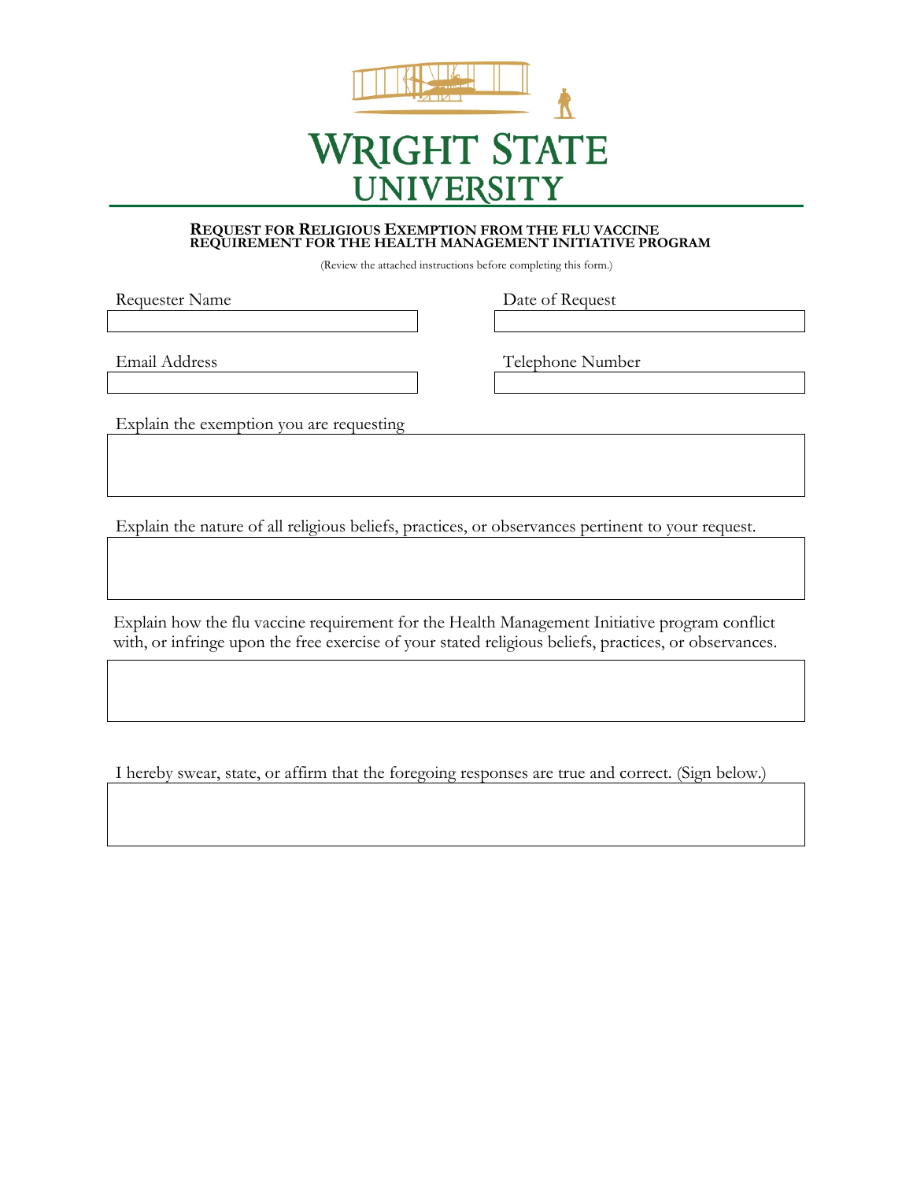# WRIGHT STATE UNIVERSITY

## REQUEST FOR RELIGIOUS EXEMPTION FROM THE FLU VACCINE REQUIREMENT FOR THE HEALTH MANAGEMENT INITIATIVE PROGRAM

(Review the attached instructions before completing this form.)

Requester Name

Date of Request

Email Address

Telephone Number

Explain the exemption you are requesting

Explain the nature of all religious beliefs, practices, or observances pertinent to your request.

Explain how the flu vaccine requirement for the Health Management Initiative program conflict with, or infringe upon the free exercise of your stated religious beliefs, practices, or observances.

I hereby swear, state, or affirm that the foregoing responses are true and correct. (Sign below.)